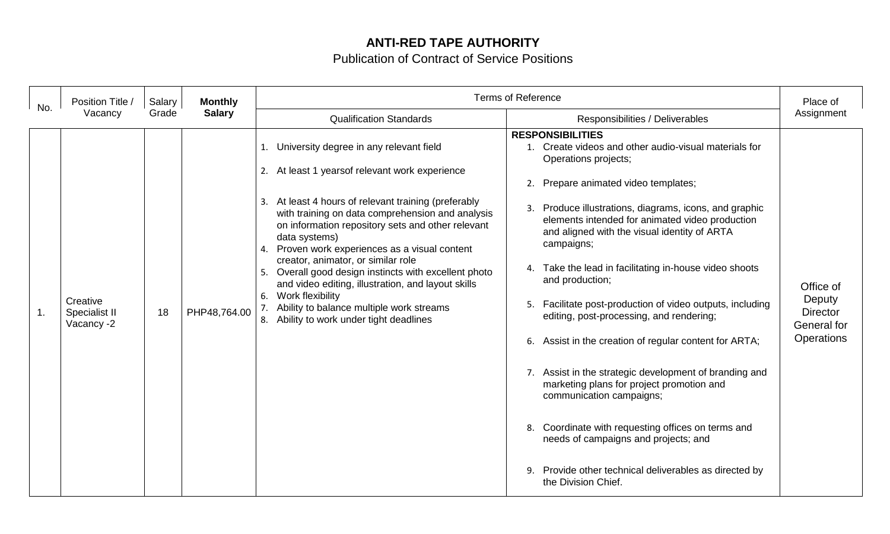**ANTI-RED TAPE AUTHORITY**

Publication of Contract of Service Positions

| No. | Position Title / Vacancy | Salary Grade | **Monthly Salary** | Terms of Reference | | Place of Assignment |
|---|---|---|---|---|---|---|
| | | | | Qualification Standards | Responsibilities / Deliverables | |
| 1. | Creative Specialist II Vacancy -2 | 18 | PHP48,764.00 | 1. University degree in any relevant field<br>2. At least 1 yearsof relevant work experience<br>3. At least 4 hours of relevant training (preferably with training on data comprehension and analysis on information repository sets and other relevant data systems)<br>4. Proven work experiences as a visual content creator, animator, or similar role<br>5. Overall good design instincts with excellent photo and video editing, illustration, and layout skills<br>6. Work flexibility<br>7. Ability to balance multiple work streams<br>8. Ability to work under tight deadlines | **RESPONSIBILITIES**<br>1. Create videos and other audio-visual materials for Operations projects;<br>2. Prepare animated video templates;<br>3. Produce illustrations, diagrams, icons, and graphic elements intended for animated video production and aligned with the visual identity of ARTA campaigns;<br>4. Take the lead in facilitating in-house video shoots and production;<br>5. Facilitate post-production of video outputs, including editing, post-processing, and rendering;<br>6. Assist in the creation of regular content for ARTA;<br>7. Assist in the strategic development of branding and marketing plans for project promotion and communication campaigns;<br>8. Coordinate with requesting offices on terms and needs of campaigns and projects; and<br>9. Provide other technical deliverables as directed by the Division Chief. | Office of Deputy Director General for Operations |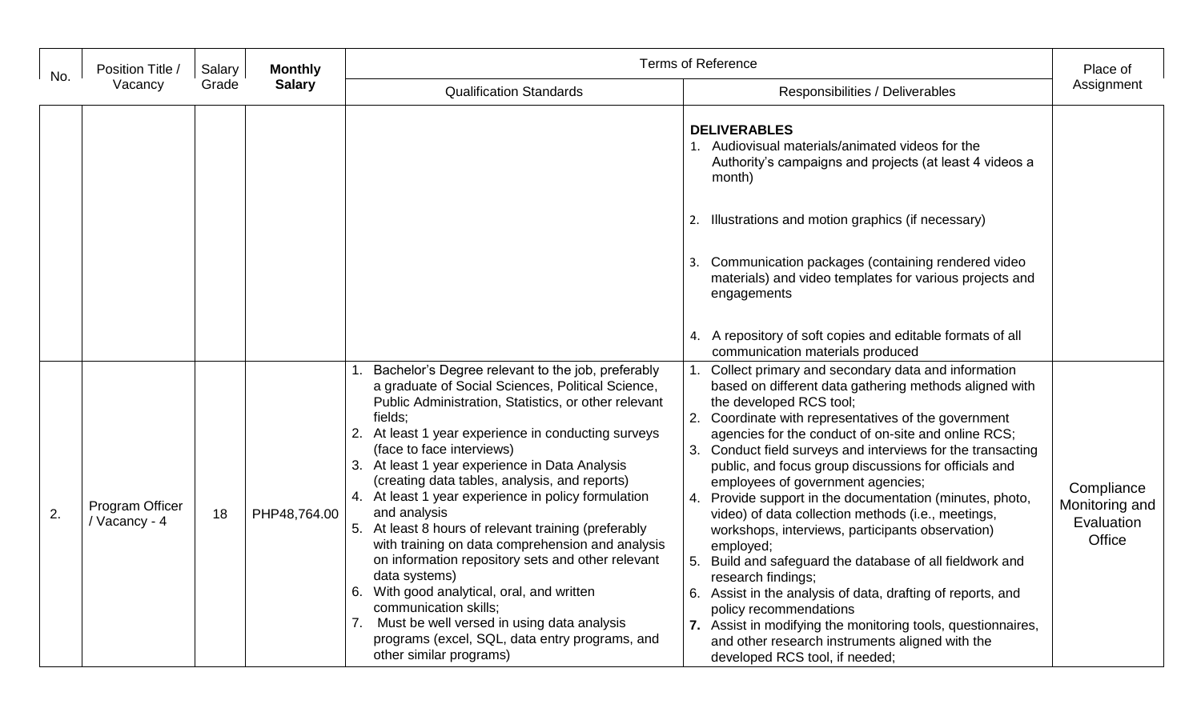| No. | Position Title / Vacancy | Salary Grade | Monthly Salary | Terms of Reference | | Place of Assignment |
|---|---|---|---|---|---|---|
| | | | | Qualification Standards | Responsibilities / Deliverables | |
| | | | | | **DELIVERABLES**<br>1. Audiovisual materials/animated videos for the Authority's campaigns and projects (at least 4 videos a month)<br>2. Illustrations and motion graphics (if necessary)<br>3. Communication packages (containing rendered video materials) and video templates for various projects and engagements<br>4. A repository of soft copies and editable formats of all communication materials produced | |
| 2. | Program Officer / Vacancy - 4 | 18 | PHP48,764.00 | 1. Bachelor's Degree relevant to the job, preferably a graduate of Social Sciences, Political Science, Public Administration, Statistics, or other relevant fields;<br>2. At least 1 year experience in conducting surveys (face to face interviews)<br>3. At least 1 year experience in Data Analysis (creating data tables, analysis, and reports)<br>4. At least 1 year experience in policy formulation and analysis<br>5. At least 8 hours of relevant training (preferably with training on data comprehension and analysis on information repository sets and other relevant data systems)<br>6. With good analytical, oral, and written communication skills;<br>7. Must be well versed in using data analysis programs (excel, SQL, data entry programs, and other similar programs) | 1. Collect primary and secondary data and information based on different data gathering methods aligned with the developed RCS tool;<br>2. Coordinate with representatives of the government agencies for the conduct of on-site and online RCS;<br>3. Conduct field surveys and interviews for the transacting public, and focus group discussions for officials and employees of government agencies;<br>4. Provide support in the documentation (minutes, photo, video) of data collection methods (i.e., meetings, workshops, interviews, participants observation) employed;<br>5. Build and safeguard the database of all fieldwork and research findings;<br>6. Assist in the analysis of data, drafting of reports, and policy recommendations<br>**7.** Assist in modifying the monitoring tools, questionnaires, and other research instruments aligned with the developed RCS tool, if needed; | Compliance Monitoring and Evaluation Office |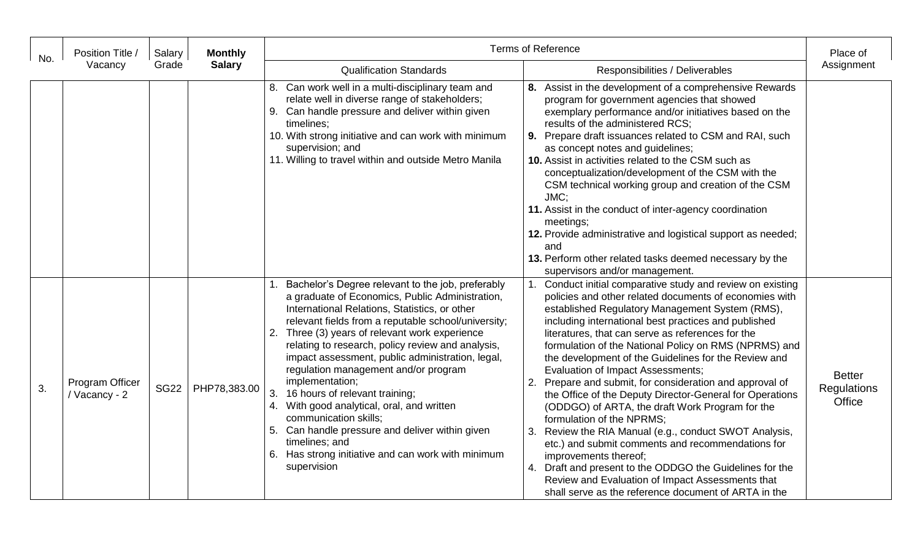| No. | Position Title / Vacancy | Salary Grade | **Monthly Salary** | Terms of Reference | | Place of Assignment |
|---|---|---|---|---|---|---|
| | | | | Qualification Standards | Responsibilities / Deliverables | |
| | | | | 8. Can work well in a multi-disciplinary team and relate well in diverse range of stakeholders;<br>9. Can handle pressure and deliver within given timelines;<br>10. With strong initiative and can work with minimum supervision; and<br>11. Willing to travel within and outside Metro Manila | **8.** Assist in the development of a comprehensive Rewards program for government agencies that showed exemplary performance and/or initiatives based on the results of the administered RCS;<br>**9.** Prepare draft issuances related to CSM and RAI, such as concept notes and guidelines;<br>**10.** Assist in activities related to the CSM such as conceptualization/development of the CSM with the CSM technical working group and creation of the CSM JMC;<br>**11.** Assist in the conduct of inter-agency coordination meetings;<br>**12.** Provide administrative and logistical support as needed; and<br>**13.** Perform other related tasks deemed necessary by the supervisors and/or management. | |
| 3. | Program Officer / Vacancy - 2 | SG22 | PHP78,383.00 | 1. Bachelor's Degree relevant to the job, preferably a graduate of Economics, Public Administration, International Relations, Statistics, or other relevant fields from a reputable school/university;<br>2. Three (3) years of relevant work experience relating to research, policy review and analysis, impact assessment, public administration, legal, regulation management and/or program implementation;<br>3. 16 hours of relevant training;<br>4. With good analytical, oral, and written communication skills;<br>5. Can handle pressure and deliver within given timelines; and<br>6. Has strong initiative and can work with minimum supervision | 1. Conduct initial comparative study and review on existing policies and other related documents of economies with established Regulatory Management System (RMS), including international best practices and published literatures, that can serve as references for the formulation of the National Policy on RMS (NPRMS) and the development of the Guidelines for the Review and Evaluation of Impact Assessments;<br>2. Prepare and submit, for consideration and approval of the Office of the Deputy Director-General for Operations (ODDGO) of ARTA, the draft Work Program for the formulation of the NPRMS;<br>3. Review the RIA Manual (e.g., conduct SWOT Analysis, etc.) and submit comments and recommendations for improvements thereof;<br>4. Draft and present to the ODDGO the Guidelines for the Review and Evaluation of Impact Assessments that shall serve as the reference document of ARTA in the | Better Regulations Office |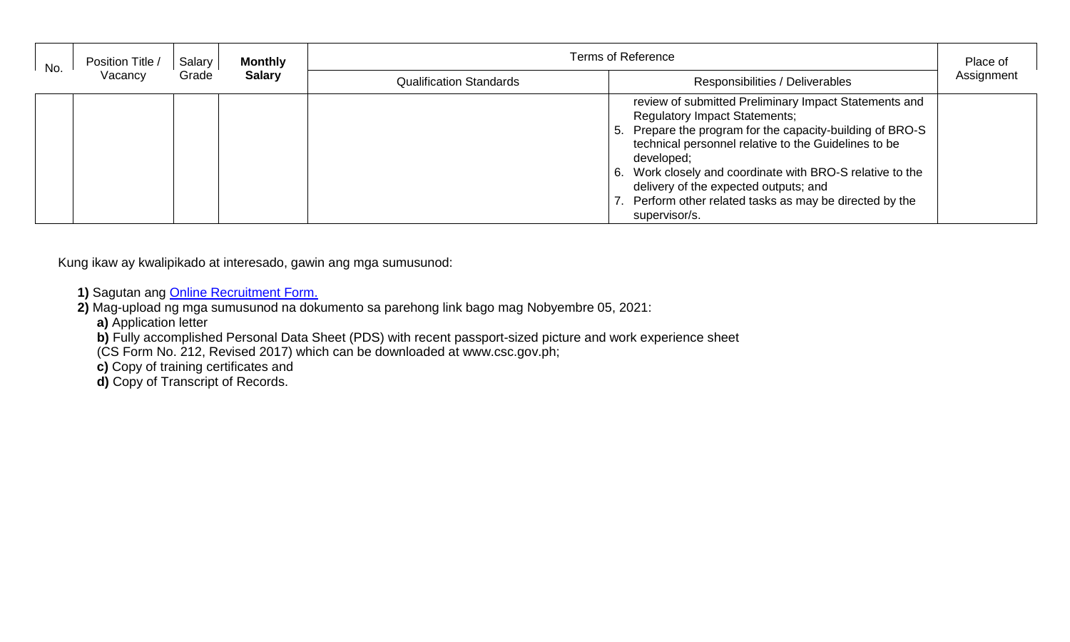| No. | Position Title / Vacancy | Salary Grade | **Monthly Salary** | Terms of Reference | | Place of Assignment |
|---|---|---|---|---|---|---|
| | | | | Qualification Standards | Responsibilities / Deliverables | |
| | | | | | review of submitted Preliminary Impact Statements and Regulatory Impact Statements;<br>5. Prepare the program for the capacity-building of BRO-S technical personnel relative to the Guidelines to be developed;<br>6. Work closely and coordinate with BRO-S relative to the delivery of the expected outputs; and<br>7. Perform other related tasks as may be directed by the supervisor/s. | |

Kung ikaw ay kwalipikado at interesado, gawin ang mga sumusunod:

**1)** Sagutan ang [Online Recruitment Form.]()

**2)** Mag-upload ng mga sumusunod na dokumento sa parehong link bago mag Nobyembre 05, 2021:

**a)** Application letter

**b)** Fully accomplished Personal Data Sheet (PDS) with recent passport-sized picture and work experience sheet (CS Form No. 212, Revised 2017) which can be downloaded at www.csc.gov.ph;

**c)** Copy of training certificates and

**d)** Copy of Transcript of Records.